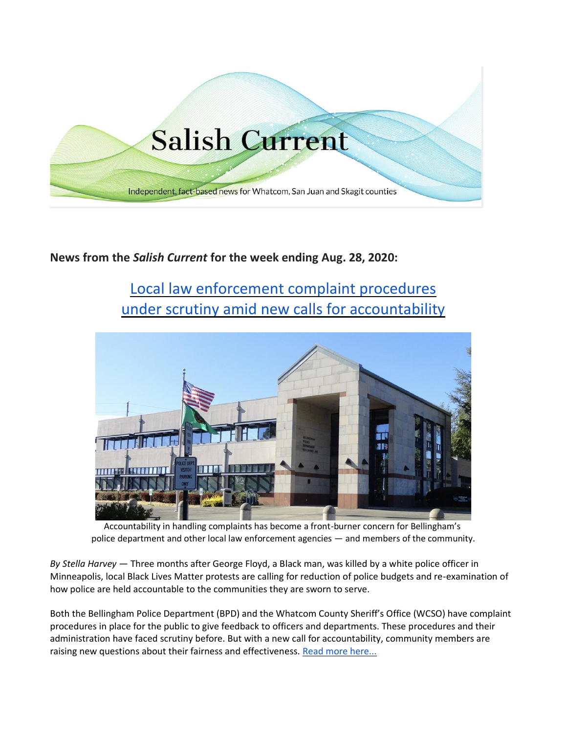Salish Current

Independent, fact-based news for Whatcom, San Juan and Skagit counties

**News from the *Salish Current* for the week ending Aug. 28, 2020:**

## Local law enforcement complaint procedures under scrutiny amid new calls for accountability

Accountability in handling complaints has become a front-burner concern for Bellingham's police department and other local law enforcement agencies — and members of the community.

*By Stella Harvey* — Three months after George Floyd, a Black man, was killed by a white police officer in Minneapolis, local Black Lives Matter protests are calling for reduction of police budgets and re-examination of how police are held accountable to the communities they are sworn to serve.

Both the Bellingham Police Department (BPD) and the Whatcom County Sheriff's Office (WCSO) have complaint procedures in place for the public to give feedback to officers and departments. These procedures and their administration have faced scrutiny before. But with a new call for accountability, community members are raising new questions about their fairness and effectiveness. Read more here...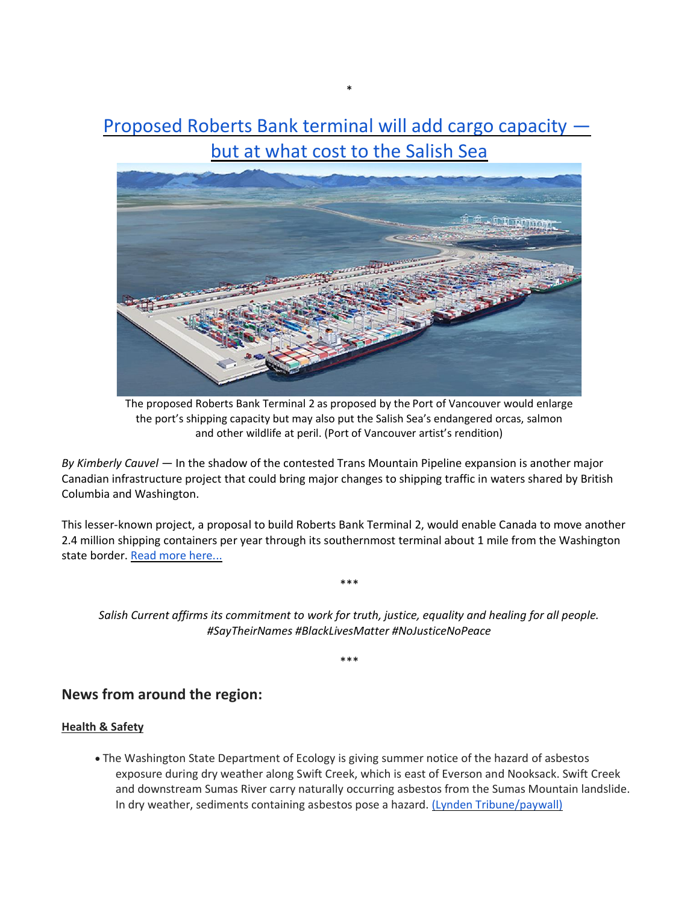*

## [Proposed Roberts Bank terminal will add cargo capacity — but at what cost to the Salish Sea]

The proposed Roberts Bank Terminal 2 as proposed by the Port of Vancouver would enlarge the port's shipping capacity but may also put the Salish Sea's endangered orcas, salmon and other wildlife at peril. (Port of Vancouver artist's rendition)

*By Kimberly Cauvel* — In the shadow of the contested Trans Mountain Pipeline expansion is another major Canadian infrastructure project that could bring major changes to shipping traffic in waters shared by British Columbia and Washington.

This lesser-known project, a proposal to build Roberts Bank Terminal 2, would enable Canada to move another 2.4 million shipping containers per year through its southernmost terminal about 1 mile from the Washington state border. [Read more here...]

***

*Salish Current affirms its commitment to work for truth, justice, equality and healing for all people. #SayTheirNames #BlackLivesMatter #NoJusticeNoPeace*

***

## News from around the region:

**Health & Safety**

- The Washington State Department of Ecology is giving summer notice of the hazard of asbestos exposure during dry weather along Swift Creek, which is east of Everson and Nooksack. Swift Creek and downstream Sumas River carry naturally occurring asbestos from the Sumas Mountain landslide. In dry weather, sediments containing asbestos pose a hazard. [(Lynden Tribune/paywall)]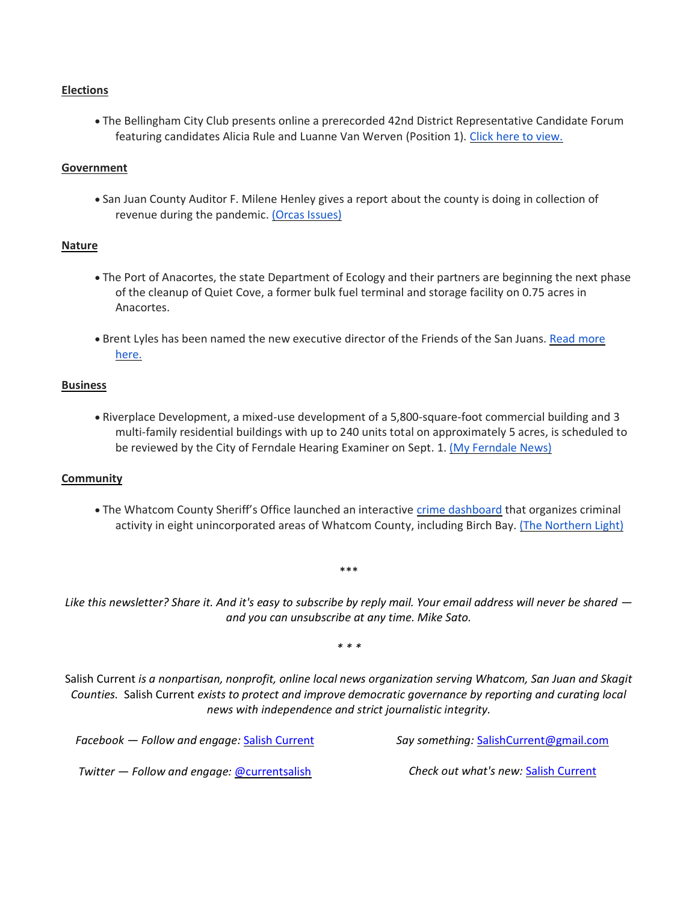**Elections**

- The Bellingham City Club presents online a prerecorded 42nd District Representative Candidate Forum featuring candidates Alicia Rule and Luanne Van Werven (Position 1). Click here to view.

**Government**

- San Juan County Auditor F. Milene Henley gives a report about the county is doing in collection of revenue during the pandemic. (Orcas Issues)

**Nature**

- The Port of Anacortes, the state Department of Ecology and their partners are beginning the next phase of the cleanup of Quiet Cove, a former bulk fuel terminal and storage facility on 0.75 acres in Anacortes.

- Brent Lyles has been named the new executive director of the Friends of the San Juans. Read more here.

**Business**

- Riverplace Development, a mixed-use development of a 5,800-square-foot commercial building and 3 multi-family residential buildings with up to 240 units total on approximately 5 acres, is scheduled to be reviewed by the City of Ferndale Hearing Examiner on Sept. 1. (My Ferndale News)

**Community**

- The Whatcom County Sheriff's Office launched an interactive crime dashboard that organizes criminal activity in eight unincorporated areas of Whatcom County, including Birch Bay. (The Northern Light)

***

*Like this newsletter? Share it. And it's easy to subscribe by reply mail. Your email address will never be shared — and you can unsubscribe at any time. Mike Sato.*

\* \* \*

Salish Current *is a nonpartisan, nonprofit, online local news organization serving Whatcom, San Juan and Skagit Counties.* Salish Current *exists to protect and improve democratic governance by reporting and curating local news with independence and strict journalistic integrity.*

*Facebook — Follow and engage:* Salish Current

*Say something:* SalishCurrent@gmail.com

*Twitter — Follow and engage:* @currentsalish

*Check out what's new:* Salish Current